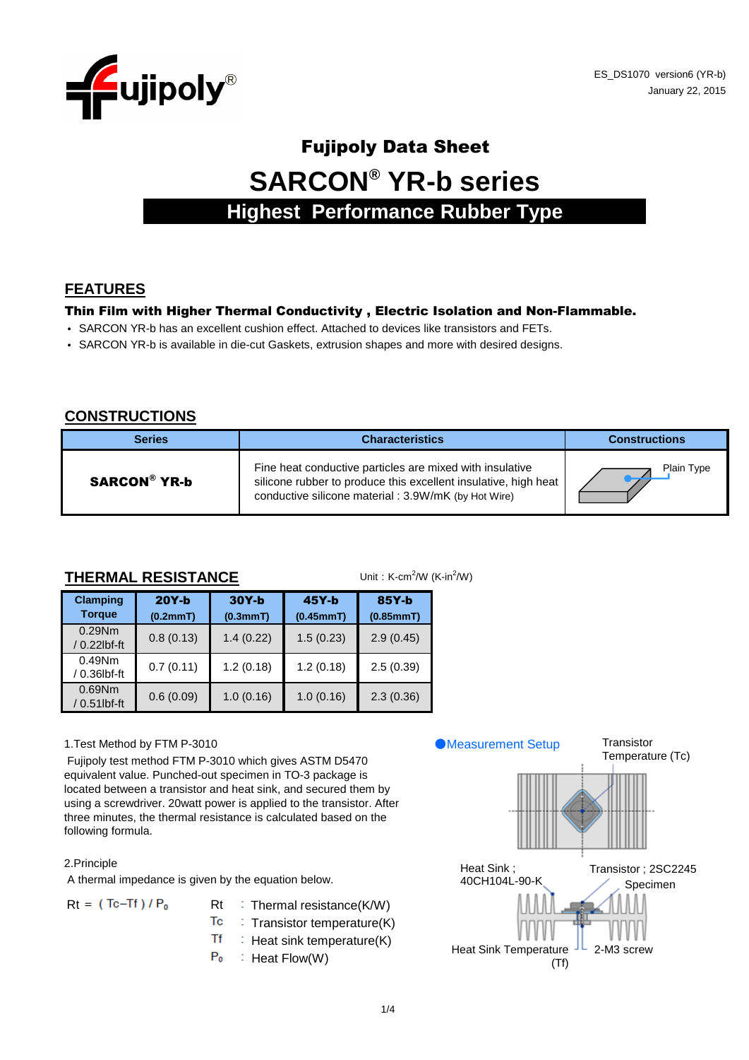ES_DS1070 version6 (YR-b)
January 22, 2015

# Fujipoly Data Sheet

# SARCON® YR-b series

## Highest Performance Rubber Type

## FEATURES

**Thin Film with Higher Thermal Conductivity , Electric Isolation and Non-Flammable.**

- SARCON YR-b has an excellent cushion effect. Attached to devices like transistors and FETs.
- SARCON YR-b is available in die-cut Gaskets, extrusion shapes and more with desired designs.

## CONSTRUCTIONS

| Series | Characteristics | Constructions |
|---|---|---|
| **SARCON® YR-b** | Fine heat conductive particles are mixed with insulative silicone rubber to produce this excellent insulative, high heat conductive silicone material : 3.9W/mK (by Hot Wire) | Plain Type |

## THERMAL RESISTANCE

Unit : K-cm²/W (K-in²/W)

| Clamping Torque | 20Y-b (0.2mmT) | 30Y-b (0.3mmT) | 45Y-b (0.45mmT) | 85Y-b (0.85mmT) |
|---|---|---|---|---|
| 0.29Nm / 0.22lbf-ft | 0.8 (0.13) | 1.4 (0.22) | 1.5 (0.23) | 2.9 (0.45) |
| 0.49Nm / 0.36lbf-ft | 0.7 (0.11) | 1.2 (0.18) | 1.2 (0.18) | 2.5 (0.39) |
| 0.69Nm / 0.51lbf-ft | 0.6 (0.09) | 1.0 (0.16) | 1.0 (0.16) | 2.3 (0.36) |

1.Test Method by FTM P-3010

Fujipoly test method FTM P-3010 which gives ASTM D5470 equivalent value. Punched-out specimen in TO-3 package is located between a transistor and heat sink, and secured them by using a screwdriver. 20watt power is applied to the transistor. After three minutes, the thermal resistance is calculated based on the following formula.

2.Principle

A thermal impedance is given by the equation below.

$Rt = (Tc - Tf) / P_0$

- Rt : Thermal resistance(K/W)
- Tc : Transistor temperature(K)
- Tf : Heat sink temperature(K)
- $P_0$ : Heat Flow(W)

●Measurement Setup

Transistor Temperature (Tc)

Heat Sink ; 40CH104L-90-K

Transistor ; 2SC2245

Specimen

Heat Sink Temperature (Tf)

2-M3 screw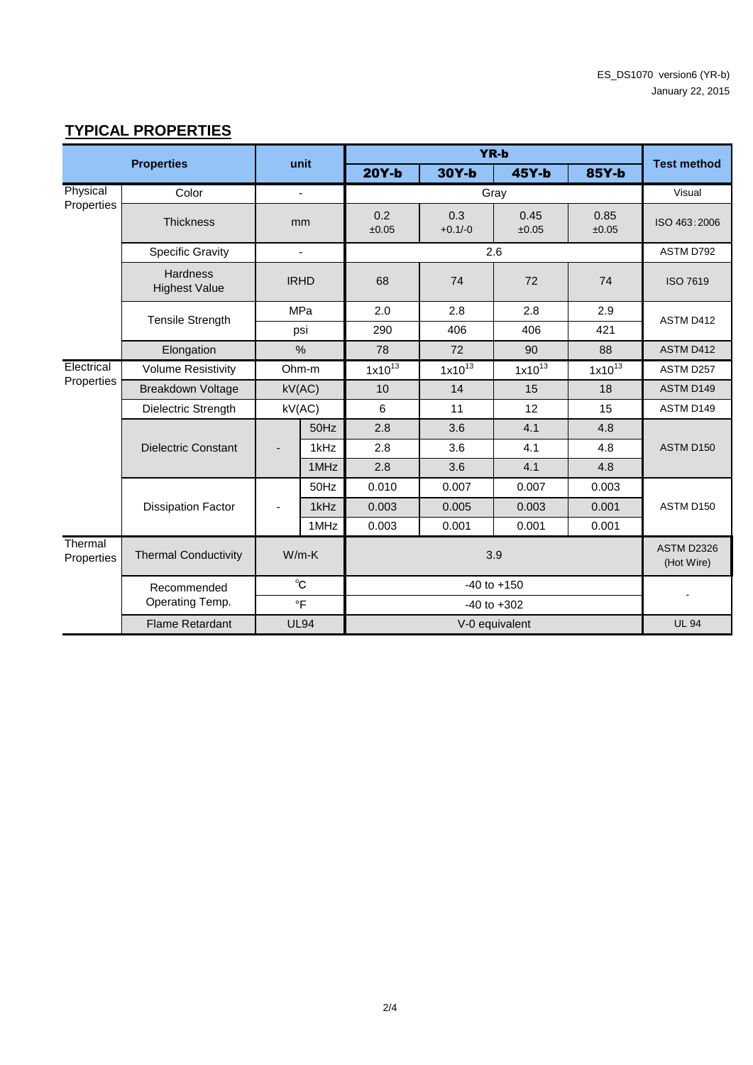ES_DS1070 version6 (YR-b)
January 22, 2015

## TYPICAL PROPERTIES

| Properties | | unit | | YR-b | | | | Test method |
|---|---|---|---|---|---|---|---|---|
| | | | | 20Y-b | 30Y-b | 45Y-b | 85Y-b | |
| Physical Properties | Color | - | | Gray | | | | Visual |
| | Thickness | mm | | 0.2 ±0.05 | 0.3 +0.1/-0 | 0.45 ±0.05 | 0.85 ±0.05 | ISO 463:2006 |
| | Specific Gravity | - | | 2.6 | | | | ASTM D792 |
| | Hardness Highest Value | IRHD | | 68 | 74 | 72 | 74 | ISO 7619 |
| | Tensile Strength | MPa | | 2.0 | 2.8 | 2.8 | 2.9 | ASTM D412 |
| | | psi | | 290 | 406 | 406 | 421 | |
| | Elongation | % | | 78 | 72 | 90 | 88 | ASTM D412 |
| Electrical Properties | Volume Resistivity | Ohm-m | | $1x10^{13}$ | $1x10^{13}$ | $1x10^{13}$ | $1x10^{13}$ | ASTM D257 |
| | Breakdown Voltage | kV(AC) | | 10 | 14 | 15 | 18 | ASTM D149 |
| | Dielectric Strength | kV(AC) | | 6 | 11 | 12 | 15 | ASTM D149 |
| | Dielectric Constant | - | 50Hz | 2.8 | 3.6 | 4.1 | 4.8 | ASTM D150 |
| | | | 1kHz | 2.8 | 3.6 | 4.1 | 4.8 | |
| | | | 1MHz | 2.8 | 3.6 | 4.1 | 4.8 | |
| | Dissipation Factor | - | 50Hz | 0.010 | 0.007 | 0.007 | 0.003 | ASTM D150 |
| | | | 1kHz | 0.003 | 0.005 | 0.003 | 0.001 | |
| | | | 1MHz | 0.003 | 0.001 | 0.001 | 0.001 | |
| Thermal Properties | Thermal Conductivity | W/m-K | | 3.9 | | | | ASTM D2326 (Hot Wire) |
| | Recommended Operating Temp. | ℃ | | -40 to +150 | | | | - |
| | | °F | | -40 to +302 | | | | |
| | Flame Retardant | UL94 | | V-0 equivalent | | | | UL 94 |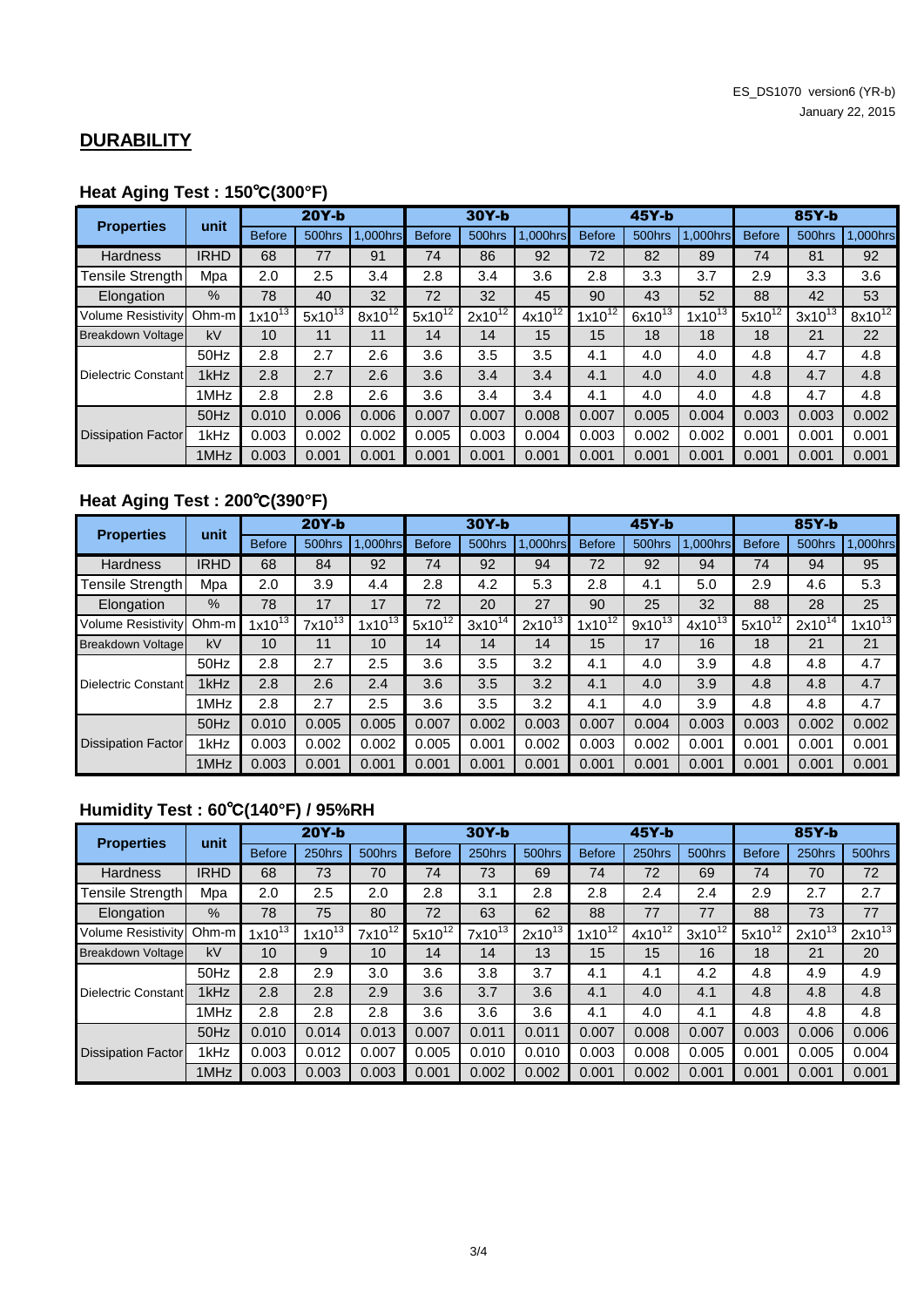ES_DS1070 version6 (YR-b)
January 22, 2015

## DURABILITY

### Heat Aging Test : 150℃(300°F)

| Properties | unit | 20Y-b | | | 30Y-b | | | 45Y-b | | | 85Y-b | | |
|---|---|---|---|---|---|---|---|---|---|---|---|---|---|
| | | Before | 500hrs | 1,000hrs | Before | 500hrs | 1,000hrs | Before | 500hrs | 1,000hrs | Before | 500hrs | 1,000hrs |
| Hardness | IRHD | 68 | 77 | 91 | 74 | 86 | 92 | 72 | 82 | 89 | 74 | 81 | 92 |
| Tensile Strength | Mpa | 2.0 | 2.5 | 3.4 | 2.8 | 3.4 | 3.6 | 2.8 | 3.3 | 3.7 | 2.9 | 3.3 | 3.6 |
| Elongation | % | 78 | 40 | 32 | 72 | 32 | 45 | 90 | 43 | 52 | 88 | 42 | 53 |
| Volume Resistivity | Ohm-m | $1x10^{13}$ | $5x10^{13}$ | $8x10^{12}$ | $5x10^{12}$ | $2x10^{12}$ | $4x10^{12}$ | $1x10^{12}$ | $6x10^{13}$ | $1x10^{13}$ | $5x10^{12}$ | $3x10^{13}$ | $8x10^{12}$ |
| Breakdown Voltage | kV | 10 | 11 | 11 | 14 | 14 | 15 | 15 | 18 | 18 | 18 | 21 | 22 |
| Dielectric Constant | 50Hz | 2.8 | 2.7 | 2.6 | 3.6 | 3.5 | 3.5 | 4.1 | 4.0 | 4.0 | 4.8 | 4.7 | 4.8 |
| | 1kHz | 2.8 | 2.7 | 2.6 | 3.6 | 3.4 | 3.4 | 4.1 | 4.0 | 4.0 | 4.8 | 4.7 | 4.8 |
| | 1MHz | 2.8 | 2.8 | 2.6 | 3.6 | 3.4 | 3.4 | 4.1 | 4.0 | 4.0 | 4.8 | 4.7 | 4.8 |
| Dissipation Factor | 50Hz | 0.010 | 0.006 | 0.006 | 0.007 | 0.007 | 0.008 | 0.007 | 0.005 | 0.004 | 0.003 | 0.003 | 0.002 |
| | 1kHz | 0.003 | 0.002 | 0.002 | 0.005 | 0.003 | 0.004 | 0.003 | 0.002 | 0.002 | 0.001 | 0.001 | 0.001 |
| | 1MHz | 0.003 | 0.001 | 0.001 | 0.001 | 0.001 | 0.001 | 0.001 | 0.001 | 0.001 | 0.001 | 0.001 | 0.001 |

### Heat Aging Test : 200℃(390°F)

| Properties | unit | 20Y-b | | | 30Y-b | | | 45Y-b | | | 85Y-b | | |
|---|---|---|---|---|---|---|---|---|---|---|---|---|---|
| | | Before | 500hrs | 1,000hrs | Before | 500hrs | 1,000hrs | Before | 500hrs | 1,000hrs | Before | 500hrs | 1,000hrs |
| Hardness | IRHD | 68 | 84 | 92 | 74 | 92 | 94 | 72 | 92 | 94 | 74 | 94 | 95 |
| Tensile Strength | Mpa | 2.0 | 3.9 | 4.4 | 2.8 | 4.2 | 5.3 | 2.8 | 4.1 | 5.0 | 2.9 | 4.6 | 5.3 |
| Elongation | % | 78 | 17 | 17 | 72 | 20 | 27 | 90 | 25 | 32 | 88 | 28 | 25 |
| Volume Resistivity | Ohm-m | $1x10^{13}$ | $7x10^{13}$ | $1x10^{13}$ | $5x10^{12}$ | $3x10^{14}$ | $2x10^{13}$ | $1x10^{12}$ | $9x10^{13}$ | $4x10^{13}$ | $5x10^{12}$ | $2x10^{14}$ | $1x10^{13}$ |
| Breakdown Voltage | kV | 10 | 11 | 10 | 14 | 14 | 14 | 15 | 17 | 16 | 18 | 21 | 21 |
| Dielectric Constant | 50Hz | 2.8 | 2.7 | 2.5 | 3.6 | 3.5 | 3.2 | 4.1 | 4.0 | 3.9 | 4.8 | 4.8 | 4.7 |
| | 1kHz | 2.8 | 2.6 | 2.4 | 3.6 | 3.5 | 3.2 | 4.1 | 4.0 | 3.9 | 4.8 | 4.8 | 4.7 |
| | 1MHz | 2.8 | 2.7 | 2.5 | 3.6 | 3.5 | 3.2 | 4.1 | 4.0 | 3.9 | 4.8 | 4.8 | 4.7 |
| Dissipation Factor | 50Hz | 0.010 | 0.005 | 0.005 | 0.007 | 0.002 | 0.003 | 0.007 | 0.004 | 0.003 | 0.003 | 0.002 | 0.002 |
| | 1kHz | 0.003 | 0.002 | 0.002 | 0.005 | 0.001 | 0.002 | 0.003 | 0.002 | 0.001 | 0.001 | 0.001 | 0.001 |
| | 1MHz | 0.003 | 0.001 | 0.001 | 0.001 | 0.001 | 0.001 | 0.001 | 0.001 | 0.001 | 0.001 | 0.001 | 0.001 |

### Humidity Test : 60℃(140°F) / 95%RH

| Properties | unit | 20Y-b | | | 30Y-b | | | 45Y-b | | | 85Y-b | | |
|---|---|---|---|---|---|---|---|---|---|---|---|---|---|
| | | Before | 250hrs | 500hrs | Before | 250hrs | 500hrs | Before | 250hrs | 500hrs | Before | 250hrs | 500hrs |
| Hardness | IRHD | 68 | 73 | 70 | 74 | 73 | 69 | 74 | 72 | 69 | 74 | 70 | 72 |
| Tensile Strength | Mpa | 2.0 | 2.5 | 2.0 | 2.8 | 3.1 | 2.8 | 2.8 | 2.4 | 2.4 | 2.9 | 2.7 | 2.7 |
| Elongation | % | 78 | 75 | 80 | 72 | 63 | 62 | 88 | 77 | 77 | 88 | 73 | 77 |
| Volume Resistivity | Ohm-m | $1x10^{13}$ | $1x10^{13}$ | $7x10^{12}$ | $5x10^{12}$ | $7x10^{13}$ | $2x10^{13}$ | $1x10^{12}$ | $4x10^{12}$ | $3x10^{12}$ | $5x10^{12}$ | $2x10^{13}$ | $2x10^{13}$ |
| Breakdown Voltage | kV | 10 | 9 | 10 | 14 | 14 | 13 | 15 | 15 | 16 | 18 | 21 | 20 |
| Dielectric Constant | 50Hz | 2.8 | 2.9 | 3.0 | 3.6 | 3.8 | 3.7 | 4.1 | 4.1 | 4.2 | 4.8 | 4.9 | 4.9 |
| | 1kHz | 2.8 | 2.8 | 2.9 | 3.6 | 3.7 | 3.6 | 4.1 | 4.0 | 4.1 | 4.8 | 4.8 | 4.8 |
| | 1MHz | 2.8 | 2.8 | 2.8 | 3.6 | 3.6 | 3.6 | 4.1 | 4.0 | 4.1 | 4.8 | 4.8 | 4.8 |
| Dissipation Factor | 50Hz | 0.010 | 0.014 | 0.013 | 0.007 | 0.011 | 0.011 | 0.007 | 0.008 | 0.007 | 0.003 | 0.006 | 0.006 |
| | 1kHz | 0.003 | 0.012 | 0.007 | 0.005 | 0.010 | 0.010 | 0.003 | 0.008 | 0.005 | 0.001 | 0.005 | 0.004 |
| | 1MHz | 0.003 | 0.003 | 0.003 | 0.001 | 0.002 | 0.002 | 0.001 | 0.002 | 0.001 | 0.001 | 0.001 | 0.001 |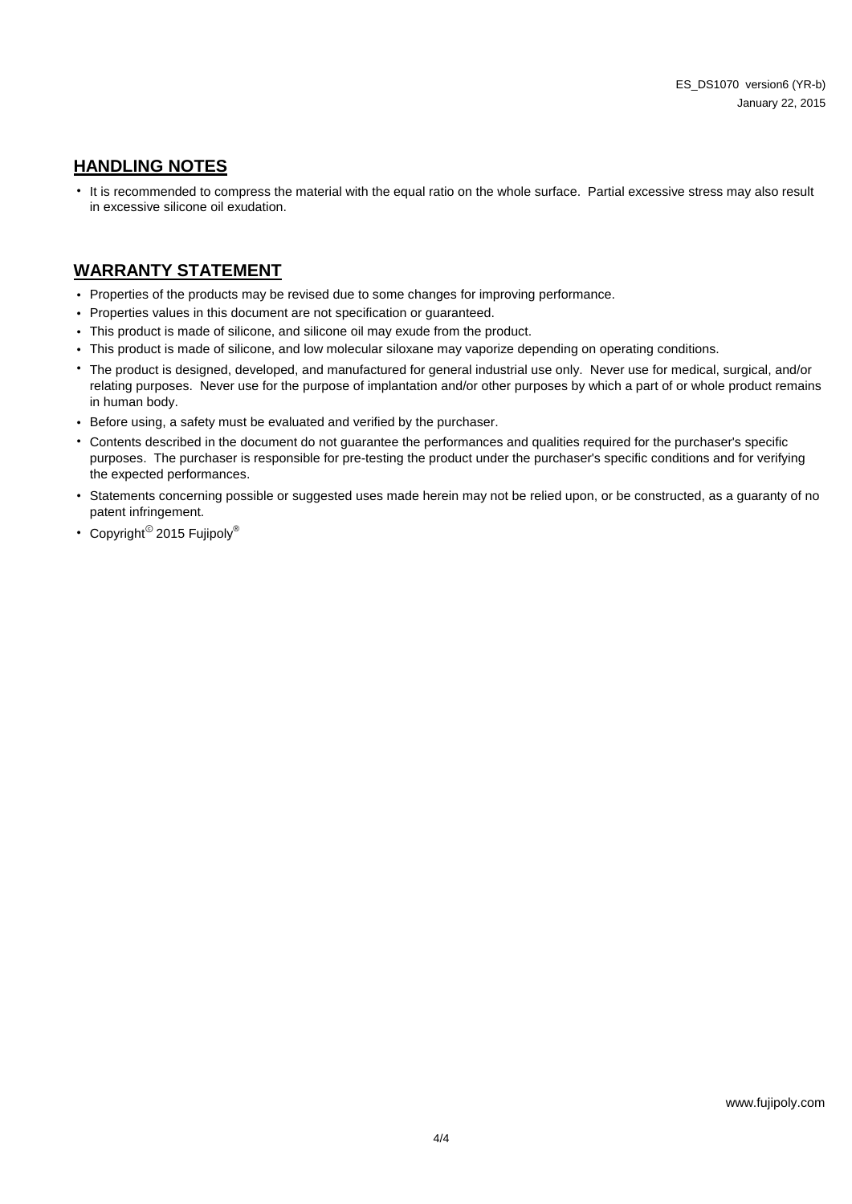## HANDLING NOTES

- It is recommended to compress the material with the equal ratio on the whole surface. Partial excessive stress may also result in excessive silicone oil exudation.

## WARRANTY STATEMENT

- Properties of the products may be revised due to some changes for improving performance.
- Properties values in this document are not specification or guaranteed.
- This product is made of silicone, and silicone oil may exude from the product.
- This product is made of silicone, and low molecular siloxane may vaporize depending on operating conditions.
- The product is designed, developed, and manufactured for general industrial use only. Never use for medical, surgical, and/or relating purposes. Never use for the purpose of implantation and/or other purposes by which a part of or whole product remains in human body.
- Before using, a safety must be evaluated and verified by the purchaser.
- Contents described in the document do not guarantee the performances and qualities required for the purchaser's specific purposes. The purchaser is responsible for pre-testing the product under the purchaser's specific conditions and for verifying the expected performances.
- Statements concerning possible or suggested uses made herein may not be relied upon, or be constructed, as a guaranty of no patent infringement.
- Copyright© 2015 Fujipoly®

www.fujipoly.com